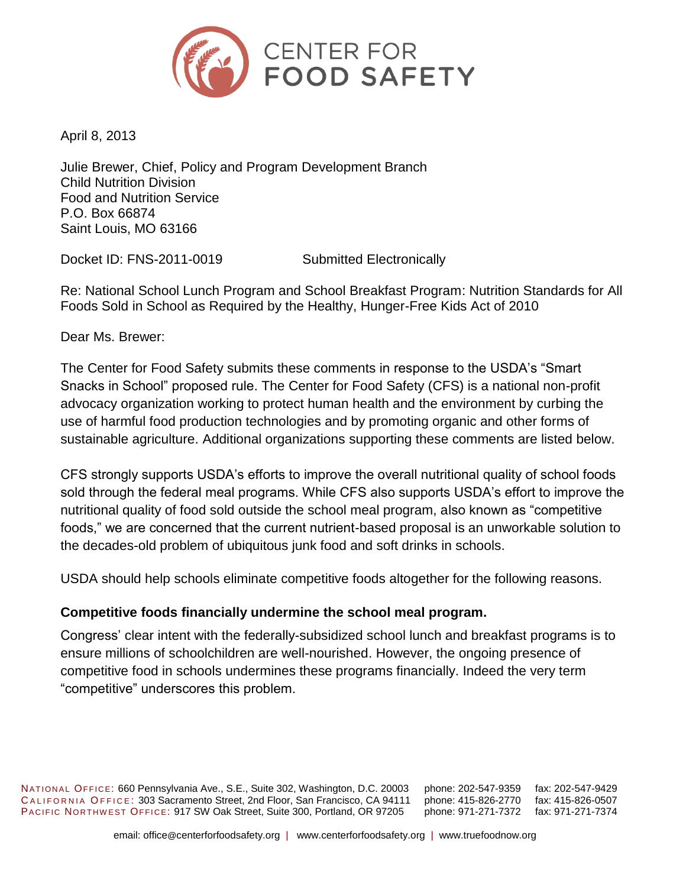CENTER FOR FOOD SAFETY

April 8, 2013

Julie Brewer, Chief, Policy and Program Development Branch
Child Nutrition Division
Food and Nutrition Service
P.O. Box 66874
Saint Louis, MO 63166

Docket ID: FNS-2011-0019 Submitted Electronically

Re: National School Lunch Program and School Breakfast Program: Nutrition Standards for All Foods Sold in School as Required by the Healthy, Hunger-Free Kids Act of 2010

Dear Ms. Brewer:

The Center for Food Safety submits these comments in response to the USDA's "Smart Snacks in School" proposed rule. The Center for Food Safety (CFS) is a national non-profit advocacy organization working to protect human health and the environment by curbing the use of harmful food production technologies and by promoting organic and other forms of sustainable agriculture. Additional organizations supporting these comments are listed below.

CFS strongly supports USDA's efforts to improve the overall nutritional quality of school foods sold through the federal meal programs. While CFS also supports USDA's effort to improve the nutritional quality of food sold outside the school meal program, also known as "competitive foods," we are concerned that the current nutrient-based proposal is an unworkable solution to the decades-old problem of ubiquitous junk food and soft drinks in schools.

USDA should help schools eliminate competitive foods altogether for the following reasons.

**Competitive foods financially undermine the school meal program.**

Congress' clear intent with the federally-subsidized school lunch and breakfast programs is to ensure millions of schoolchildren are well-nourished. However, the ongoing presence of competitive food in schools undermines these programs financially. Indeed the very term "competitive" underscores this problem.

NATIONAL OFFICE: 660 Pennsylvania Ave., S.E., Suite 302, Washington, D.C. 20003 phone: 202-547-9359 fax: 202-547-9429
CALIFORNIA OFFICE: 303 Sacramento Street, 2nd Floor, San Francisco, CA 94111 phone: 415-826-2770 fax: 415-826-0507
PACIFIC NORTHWEST OFFICE: 917 SW Oak Street, Suite 300, Portland, OR 97205 phone: 971-271-7372 fax: 971-271-7374

email: office@centerforfoodsafety.org | www.centerforfoodsafety.org | www.truefoodnow.org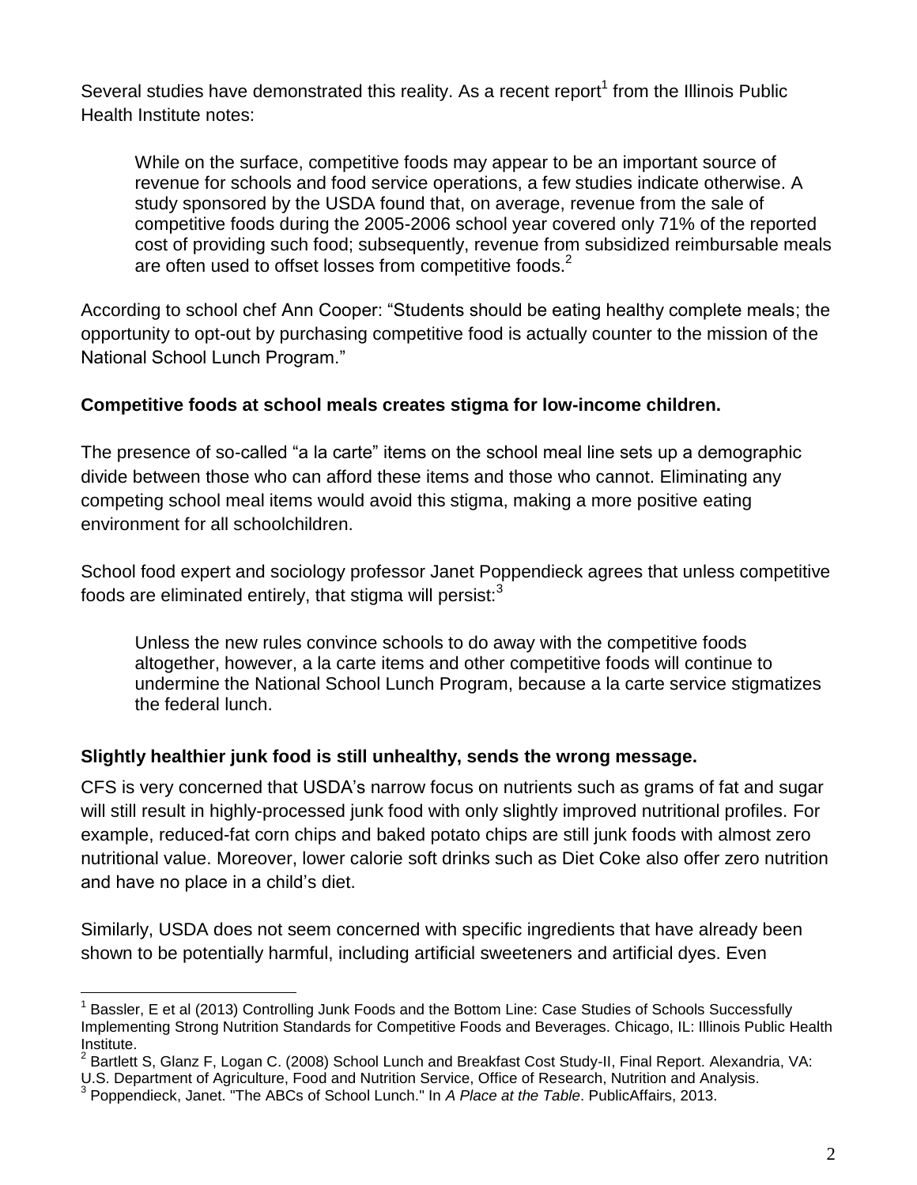Several studies have demonstrated this reality. As a recent report[1] from the Illinois Public Health Institute notes:

> While on the surface, competitive foods may appear to be an important source of revenue for schools and food service operations, a few studies indicate otherwise. A study sponsored by the USDA found that, on average, revenue from the sale of competitive foods during the 2005-2006 school year covered only 71% of the reported cost of providing such food; subsequently, revenue from subsidized reimbursable meals are often used to offset losses from competitive foods.[2]

According to school chef Ann Cooper: "Students should be eating healthy complete meals; the opportunity to opt-out by purchasing competitive food is actually counter to the mission of the National School Lunch Program."

**Competitive foods at school meals creates stigma for low-income children.**

The presence of so-called "a la carte" items on the school meal line sets up a demographic divide between those who can afford these items and those who cannot. Eliminating any competing school meal items would avoid this stigma, making a more positive eating environment for all schoolchildren.

School food expert and sociology professor Janet Poppendieck agrees that unless competitive foods are eliminated entirely, that stigma will persist:[3]

> Unless the new rules convince schools to do away with the competitive foods altogether, however, a la carte items and other competitive foods will continue to undermine the National School Lunch Program, because a la carte service stigmatizes the federal lunch.

**Slightly healthier junk food is still unhealthy, sends the wrong message.**

CFS is very concerned that USDA's narrow focus on nutrients such as grams of fat and sugar will still result in highly-processed junk food with only slightly improved nutritional profiles. For example, reduced-fat corn chips and baked potato chips are still junk foods with almost zero nutritional value. Moreover, lower calorie soft drinks such as Diet Coke also offer zero nutrition and have no place in a child's diet.

Similarly, USDA does not seem concerned with specific ingredients that have already been shown to be potentially harmful, including artificial sweeteners and artificial dyes. Even

---

[1] Bassler, E et al (2013) Controlling Junk Foods and the Bottom Line: Case Studies of Schools Successfully Implementing Strong Nutrition Standards for Competitive Foods and Beverages. Chicago, IL: Illinois Public Health Institute.

[2] Bartlett S, Glanz F, Logan C. (2008) School Lunch and Breakfast Cost Study-II, Final Report. Alexandria, VA: U.S. Department of Agriculture, Food and Nutrition Service, Office of Research, Nutrition and Analysis.

[3] Poppendieck, Janet. "The ABCs of School Lunch." In *A Place at the Table*. PublicAffairs, 2013.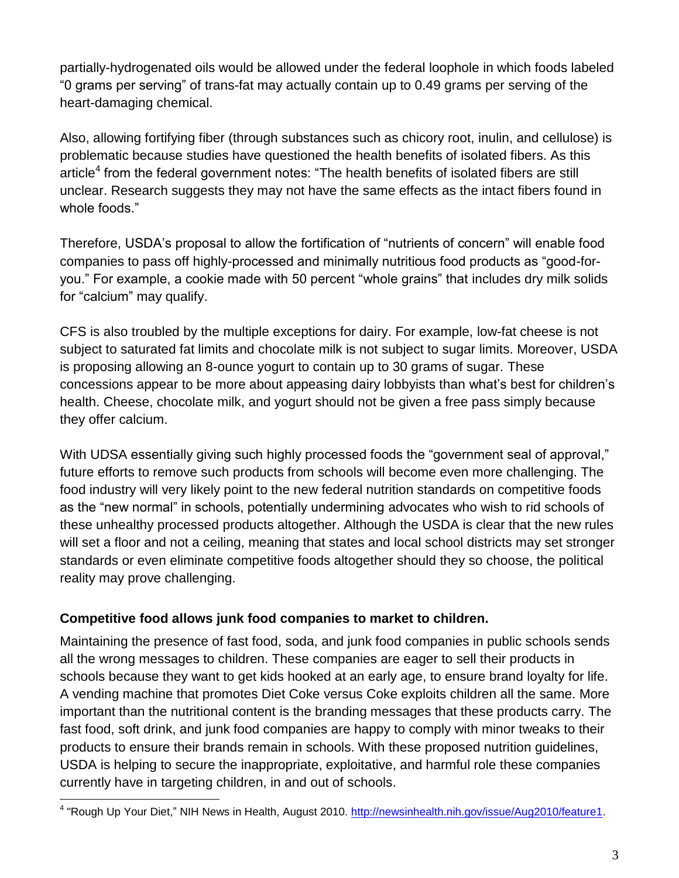partially-hydrogenated oils would be allowed under the federal loophole in which foods labeled "0 grams per serving" of trans-fat may actually contain up to 0.49 grams per serving of the heart-damaging chemical.

Also, allowing fortifying fiber (through substances such as chicory root, inulin, and cellulose) is problematic because studies have questioned the health benefits of isolated fibers. As this article[4] from the federal government notes: "The health benefits of isolated fibers are still unclear. Research suggests they may not have the same effects as the intact fibers found in whole foods."

Therefore, USDA's proposal to allow the fortification of "nutrients of concern" will enable food companies to pass off highly-processed and minimally nutritious food products as "good-for-you." For example, a cookie made with 50 percent "whole grains" that includes dry milk solids for "calcium" may qualify.

CFS is also troubled by the multiple exceptions for dairy. For example, low-fat cheese is not subject to saturated fat limits and chocolate milk is not subject to sugar limits. Moreover, USDA is proposing allowing an 8-ounce yogurt to contain up to 30 grams of sugar. These concessions appear to be more about appeasing dairy lobbyists than what's best for children's health. Cheese, chocolate milk, and yogurt should not be given a free pass simply because they offer calcium.

With UDSA essentially giving such highly processed foods the "government seal of approval," future efforts to remove such products from schools will become even more challenging. The food industry will very likely point to the new federal nutrition standards on competitive foods as the "new normal" in schools, potentially undermining advocates who wish to rid schools of these unhealthy processed products altogether. Although the USDA is clear that the new rules will set a floor and not a ceiling, meaning that states and local school districts may set stronger standards or even eliminate competitive foods altogether should they so choose, the political reality may prove challenging.

**Competitive food allows junk food companies to market to children.**

Maintaining the presence of fast food, soda, and junk food companies in public schools sends all the wrong messages to children. These companies are eager to sell their products in schools because they want to get kids hooked at an early age, to ensure brand loyalty for life. A vending machine that promotes Diet Coke versus Coke exploits children all the same. More important than the nutritional content is the branding messages that these products carry. The fast food, soft drink, and junk food companies are happy to comply with minor tweaks to their products to ensure their brands remain in schools. With these proposed nutrition guidelines, USDA is helping to secure the inappropriate, exploitative, and harmful role these companies currently have in targeting children, in and out of schools.

[4] "Rough Up Your Diet," NIH News in Health, August 2010. http://newsinhealth.nih.gov/issue/Aug2010/feature1.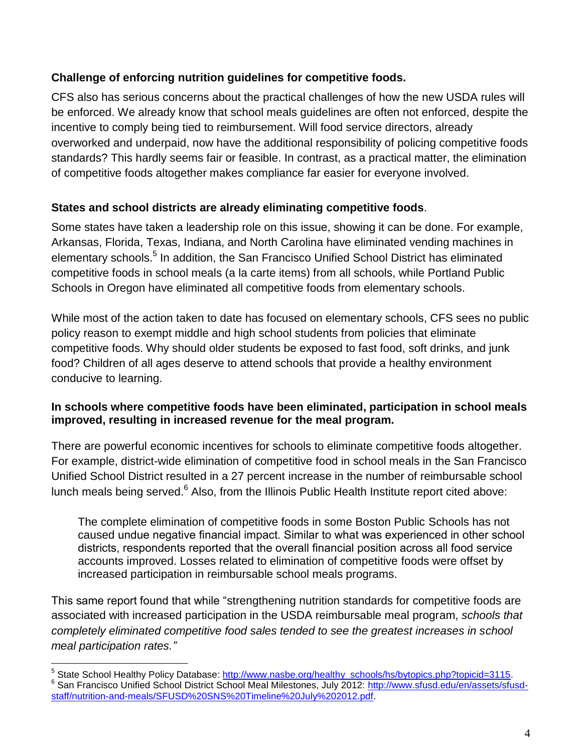**Challenge of enforcing nutrition guidelines for competitive foods.**

CFS also has serious concerns about the practical challenges of how the new USDA rules will be enforced. We already know that school meals guidelines are often not enforced, despite the incentive to comply being tied to reimbursement. Will food service directors, already overworked and underpaid, now have the additional responsibility of policing competitive foods standards? This hardly seems fair or feasible. In contrast, as a practical matter, the elimination of competitive foods altogether makes compliance far easier for everyone involved.

**States and school districts are already eliminating competitive foods**.

Some states have taken a leadership role on this issue, showing it can be done. For example, Arkansas, Florida, Texas, Indiana, and North Carolina have eliminated vending machines in elementary schools.[5] In addition, the San Francisco Unified School District has eliminated competitive foods in school meals (a la carte items) from all schools, while Portland Public Schools in Oregon have eliminated all competitive foods from elementary schools.

While most of the action taken to date has focused on elementary schools, CFS sees no public policy reason to exempt middle and high school students from policies that eliminate competitive foods. Why should older students be exposed to fast food, soft drinks, and junk food? Children of all ages deserve to attend schools that provide a healthy environment conducive to learning.

**In schools where competitive foods have been eliminated, participation in school meals improved, resulting in increased revenue for the meal program.**

There are powerful economic incentives for schools to eliminate competitive foods altogether. For example, district-wide elimination of competitive food in school meals in the San Francisco Unified School District resulted in a 27 percent increase in the number of reimbursable school lunch meals being served.[6] Also, from the Illinois Public Health Institute report cited above:

> The complete elimination of competitive foods in some Boston Public Schools has not caused undue negative financial impact. Similar to what was experienced in other school districts, respondents reported that the overall financial position across all food service accounts improved. Losses related to elimination of competitive foods were offset by increased participation in reimbursable school meals programs.

This same report found that while "strengthening nutrition standards for competitive foods are associated with increased participation in the USDA reimbursable meal program, *schools that completely eliminated competitive food sales tended to see the greatest increases in school meal participation rates."*

---

[5] State School Healthy Policy Database: http://www.nasbe.org/healthy_schools/hs/bytopics.php?topicid=3115.

[6] San Francisco Unified School District School Meal Milestones, July 2012: http://www.sfusd.edu/en/assets/sfusd-staff/nutrition-and-meals/SFUSD%20SNS%20Timeline%20July%202012.pdf.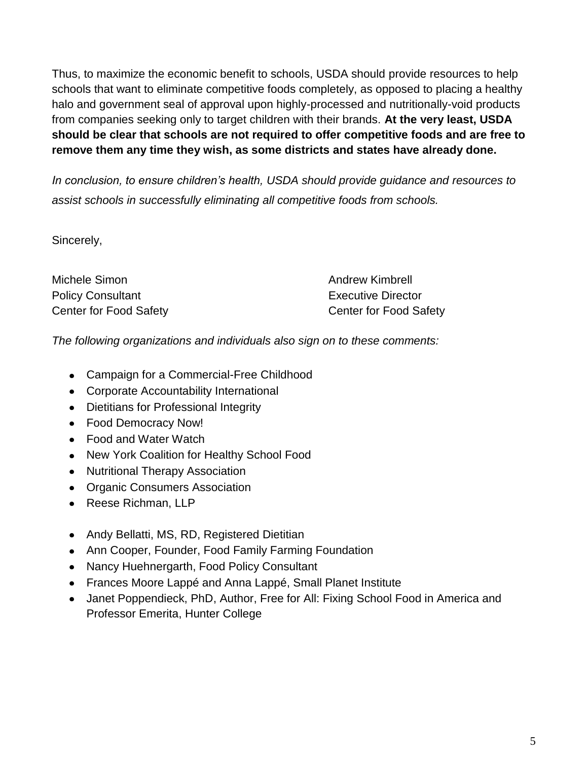Thus, to maximize the economic benefit to schools, USDA should provide resources to help schools that want to eliminate competitive foods completely, as opposed to placing a healthy halo and government seal of approval upon highly-processed and nutritionally-void products from companies seeking only to target children with their brands. **At the very least, USDA should be clear that schools are not required to offer competitive foods and are free to remove them any time they wish, as some districts and states have already done.**

*In conclusion, to ensure children's health, USDA should provide guidance and resources to assist schools in successfully eliminating all competitive foods from schools.*

Sincerely,

Michele Simon
Policy Consultant
Center for Food Safety

Andrew Kimbrell
Executive Director
Center for Food Safety

*The following organizations and individuals also sign on to these comments:*

- Campaign for a Commercial-Free Childhood
- Corporate Accountability International
- Dietitians for Professional Integrity
- Food Democracy Now!
- Food and Water Watch
- New York Coalition for Healthy School Food
- Nutritional Therapy Association
- Organic Consumers Association
- Reese Richman, LLP

- Andy Bellatti, MS, RD, Registered Dietitian
- Ann Cooper, Founder, Food Family Farming Foundation
- Nancy Huehnergarth, Food Policy Consultant
- Frances Moore Lappé and Anna Lappé, Small Planet Institute
- Janet Poppendieck, PhD, Author, Free for All: Fixing School Food in America and Professor Emerita, Hunter College